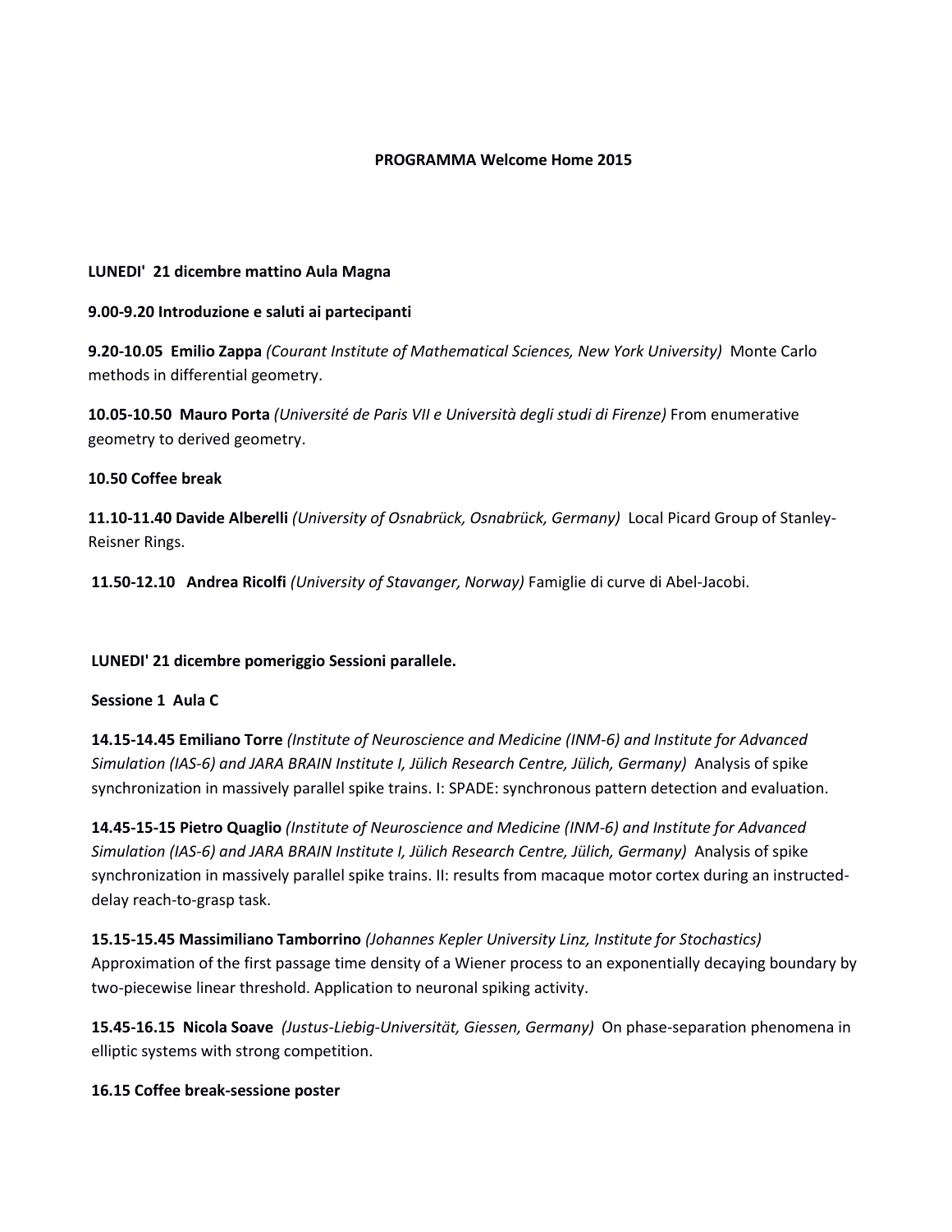# PROGRAMMA Welcome Home 2015

**LUNEDI' 21 dicembre mattino Aula Magna**

**9.00-9.20 Introduzione e saluti ai partecipanti**

**9.20-10.05 Emilio Zappa** *(Courant Institute of Mathematical Sciences, New York University)* Monte Carlo methods in differential geometry.

**10.05-10.50 Mauro Porta** *(Université de Paris VII e Università degli studi di Firenze)* From enumerative geometry to derived geometry.

**10.50 Coffee break**

**11.10-11.40 Davide Alberelli** *(University of Osnabrück, Osnabrück, Germany)* Local Picard Group of Stanley-Reisner Rings.

**11.50-12.10 Andrea Ricolfi** *(University of Stavanger, Norway)* Famiglie di curve di Abel-Jacobi.

**LUNEDI' 21 dicembre pomeriggio Sessioni parallele.**

**Sessione 1 Aula C**

**14.15-14.45 Emiliano Torre** *(Institute of Neuroscience and Medicine (INM-6) and Institute for Advanced Simulation (IAS-6) and JARA BRAIN Institute I, Jülich Research Centre, Jülich, Germany)* Analysis of spike synchronization in massively parallel spike trains. I: SPADE: synchronous pattern detection and evaluation.

**14.45-15-15 Pietro Quaglio** *(Institute of Neuroscience and Medicine (INM-6) and Institute for Advanced Simulation (IAS-6) and JARA BRAIN Institute I, Jülich Research Centre, Jülich, Germany)* Analysis of spike synchronization in massively parallel spike trains. II: results from macaque motor cortex during an instructed-delay reach-to-grasp task.

**15.15-15.45 Massimiliano Tamborrino** *(Johannes Kepler University Linz, Institute for Stochastics)* Approximation of the first passage time density of a Wiener process to an exponentially decaying boundary by two-piecewise linear threshold. Application to neuronal spiking activity.

**15.45-16.15 Nicola Soave** *(Justus-Liebig-Universität, Giessen, Germany)* On phase-separation phenomena in elliptic systems with strong competition.

**16.15 Coffee break-sessione poster**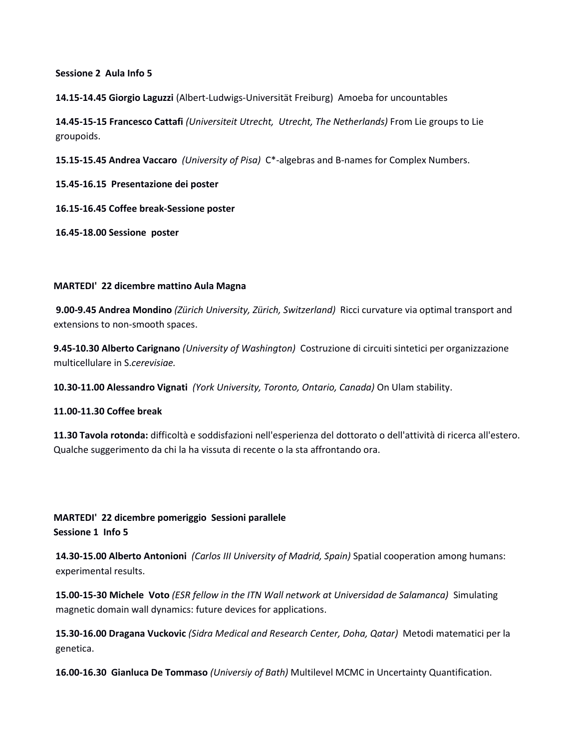**Sessione 2 Aula Info 5**

**14.15-14.45 Giorgio Laguzzi** (Albert-Ludwigs-Universität Freiburg) Amoeba for uncountables

**14.45-15-15 Francesco Cattafi** *(Universiteit Utrecht, Utrecht, The Netherlands)* From Lie groups to Lie groupoids.

**15.15-15.45 Andrea Vaccaro** *(University of Pisa)* C*-algebras and B-names for Complex Numbers.

**15.45-16.15 Presentazione dei poster**

**16.15-16.45 Coffee break-Sessione poster**

**16.45-18.00 Sessione poster**

**MARTEDI' 22 dicembre mattino Aula Magna**

**9.00-9.45 Andrea Mondino** *(Zürich University, Zürich, Switzerland)* Ricci curvature via optimal transport and extensions to non-smooth spaces.

**9.45-10.30 Alberto Carignano** *(University of Washington)* Costruzione di circuiti sintetici per organizzazione multicellulare in S.*cerevisiae.*

**10.30-11.00 Alessandro Vignati** *(York University, Toronto, Ontario, Canada)* On Ulam stability.

**11.00-11.30 Coffee break**

**11.30 Tavola rotonda:** difficoltà e soddisfazioni nell'esperienza del dottorato o dell'attività di ricerca all'estero. Qualche suggerimento da chi la ha vissuta di recente o la sta affrontando ora.

**MARTEDI' 22 dicembre pomeriggio Sessioni parallele**
**Sessione 1 Info 5**

**14.30-15.00 Alberto Antonioni** *(Carlos III University of Madrid, Spain)* Spatial cooperation among humans: experimental results.

**15.00-15-30 Michele Voto** *(ESR fellow in the ITN Wall network at Universidad de Salamanca)* Simulating magnetic domain wall dynamics: future devices for applications.

**15.30-16.00 Dragana Vuckovic** *(Sidra Medical and Research Center, Doha, Qatar)* Metodi matematici per la genetica.

**16.00-16.30 Gianluca De Tommaso** *(Universiy of Bath)* Multilevel MCMC in Uncertainty Quantification.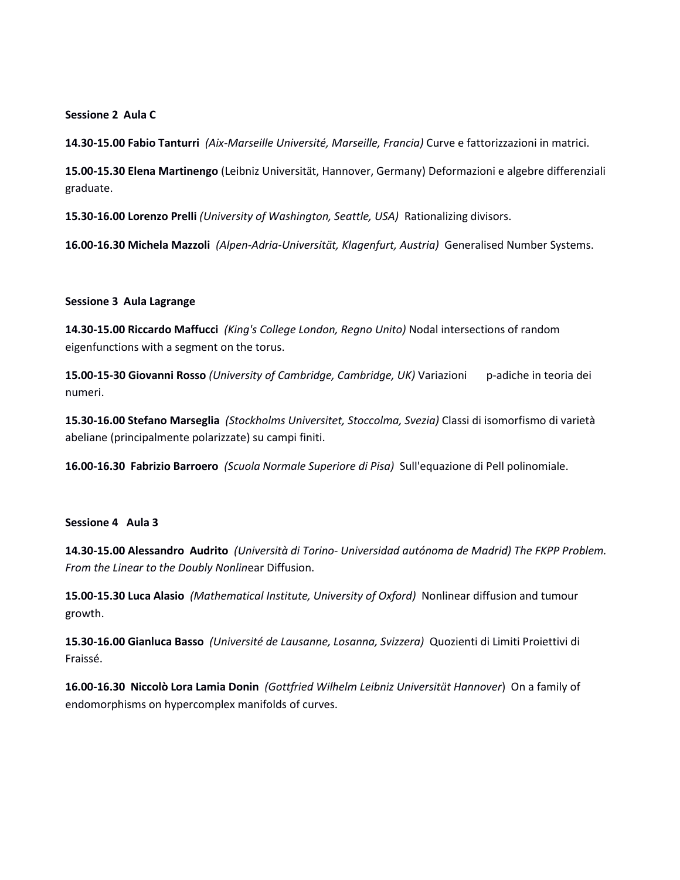**Sessione 2  Aula C**

**14.30-15.00 Fabio Tanturri** *(Aix-Marseille Université, Marseille, Francia)* Curve e fattorizzazioni in matrici.

**15.00-15.30 Elena Martinengo** (Leibniz Universität, Hannover, Germany) Deformazioni e algebre differenziali graduate.

**15.30-16.00 Lorenzo Prelli** *(University of Washington, Seattle, USA)* Rationalizing divisors.

**16.00-16.30 Michela Mazzoli** *(Alpen-Adria-Universität, Klagenfurt, Austria)* Generalised Number Systems.

**Sessione 3  Aula Lagrange**

**14.30-15.00 Riccardo Maffucci** *(King's College London, Regno Unito)* Nodal intersections of random eigenfunctions with a segment on the torus.

**15.00-15-30 Giovanni Rosso** *(University of Cambridge, Cambridge, UK)* Variazioni p-adiche in teoria dei numeri.

**15.30-16.00 Stefano Marseglia** *(Stockholms Universitet, Stoccolma, Svezia)* Classi di isomorfismo di varietà abeliane (principalmente polarizzate) su campi finiti.

**16.00-16.30 Fabrizio Barroero** *(Scuola Normale Superiore di Pisa)* Sull'equazione di Pell polinomiale.

**Sessione 4  Aula 3**

**14.30-15.00 Alessandro Audrito** *(Università di Torino- Universidad autónoma de Madrid) The FKPP Problem. From the Linear to the Doubly Nonlin*ear Diffusion.

**15.00-15.30 Luca Alasio** *(Mathematical Institute, University of Oxford)* Nonlinear diffusion and tumour growth.

**15.30-16.00 Gianluca Basso** *(Université de Lausanne, Losanna, Svizzera)* Quozienti di Limiti Proiettivi di Fraissé.

**16.00-16.30 Niccolò Lora Lamia Donin** *(Gottfried Wilhelm Leibniz Universität Hannover*) On a family of endomorphisms on hypercomplex manifolds of curves.